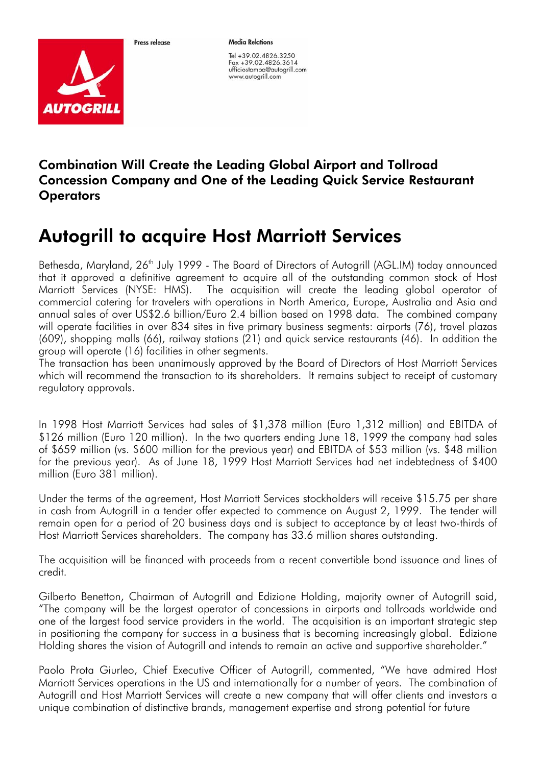Press release

**Media Relations**

Tel +39.02.4826.3250
Fax +39.02.4826.3614
ufficiostampa@autogrill.com
www.autogrill.com

## Combination Will Create the Leading Global Airport and Tollroad Concession Company and One of the Leading Quick Service Restaurant Operators

# Autogrill to acquire Host Marriott Services

Bethesda, Maryland, 26th July 1999 - The Board of Directors of Autogrill (AGL.IM) today announced that it approved a definitive agreement to acquire all of the outstanding common stock of Host Marriott Services (NYSE: HMS). The acquisition will create the leading global operator of commercial catering for travelers with operations in North America, Europe, Australia and Asia and annual sales of over US$2.6 billion/Euro 2.4 billion based on 1998 data. The combined company will operate facilities in over 834 sites in five primary business segments: airports (76), travel plazas (609), shopping malls (66), railway stations (21) and quick service restaurants (46). In addition the group will operate (16) facilities in other segments.
The transaction has been unanimously approved by the Board of Directors of Host Marriott Services which will recommend the transaction to its shareholders. It remains subject to receipt of customary regulatory approvals.

In 1998 Host Marriott Services had sales of $1,378 million (Euro 1,312 million) and EBITDA of $126 million (Euro 120 million). In the two quarters ending June 18, 1999 the company had sales of $659 million (vs. $600 million for the previous year) and EBITDA of $53 million (vs. $48 million for the previous year). As of June 18, 1999 Host Marriott Services had net indebtedness of $400 million (Euro 381 million).

Under the terms of the agreement, Host Marriott Services stockholders will receive $15.75 per share in cash from Autogrill in a tender offer expected to commence on August 2, 1999. The tender will remain open for a period of 20 business days and is subject to acceptance by at least two-thirds of Host Marriott Services shareholders. The company has 33.6 million shares outstanding.

The acquisition will be financed with proceeds from a recent convertible bond issuance and lines of credit.

Gilberto Benetton, Chairman of Autogrill and Edizione Holding, majority owner of Autogrill said, "The company will be the largest operator of concessions in airports and tollroads worldwide and one of the largest food service providers in the world. The acquisition is an important strategic step in positioning the company for success in a business that is becoming increasingly global. Edizione Holding shares the vision of Autogrill and intends to remain an active and supportive shareholder."

Paolo Prota Giurleo, Chief Executive Officer of Autogrill, commented, "We have admired Host Marriott Services operations in the US and internationally for a number of years. The combination of Autogrill and Host Marriott Services will create a new company that will offer clients and investors a unique combination of distinctive brands, management expertise and strong potential for future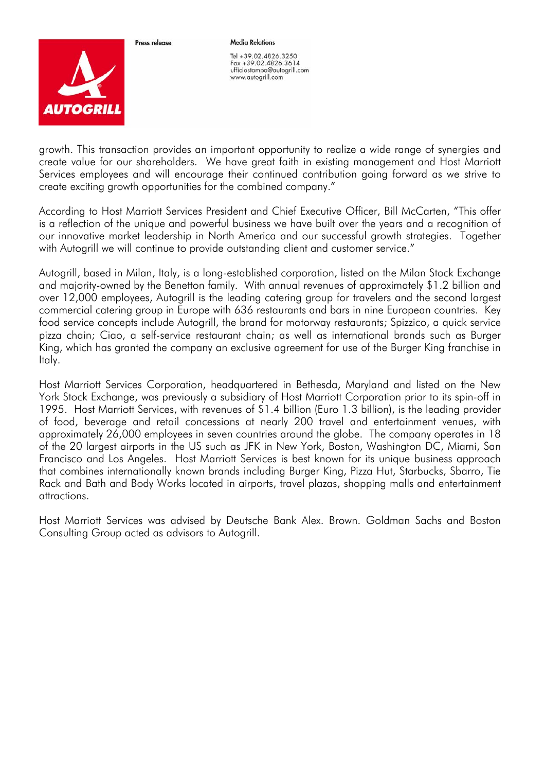growth. This transaction provides an important opportunity to realize a wide range of synergies and create value for our shareholders. We have great faith in existing management and Host Marriott Services employees and will encourage their continued contribution going forward as we strive to create exciting growth opportunities for the combined company."

According to Host Marriott Services President and Chief Executive Officer, Bill McCarten, "This offer is a reflection of the unique and powerful business we have built over the years and a recognition of our innovative market leadership in North America and our successful growth strategies. Together with Autogrill we will continue to provide outstanding client and customer service."

Autogrill, based in Milan, Italy, is a long-established corporation, listed on the Milan Stock Exchange and majority-owned by the Benetton family. With annual revenues of approximately $1.2 billion and over 12,000 employees, Autogrill is the leading catering group for travelers and the second largest commercial catering group in Europe with 636 restaurants and bars in nine European countries. Key food service concepts include Autogrill, the brand for motorway restaurants; Spizzico, a quick service pizza chain; Ciao, a self-service restaurant chain; as well as international brands such as Burger King, which has granted the company an exclusive agreement for use of the Burger King franchise in Italy.

Host Marriott Services Corporation, headquartered in Bethesda, Maryland and listed on the New York Stock Exchange, was previously a subsidiary of Host Marriott Corporation prior to its spin-off in 1995. Host Marriott Services, with revenues of $1.4 billion (Euro 1.3 billion), is the leading provider of food, beverage and retail concessions at nearly 200 travel and entertainment venues, with approximately 26,000 employees in seven countries around the globe. The company operates in 18 of the 20 largest airports in the US such as JFK in New York, Boston, Washington DC, Miami, San Francisco and Los Angeles. Host Marriott Services is best known for its unique business approach that combines internationally known brands including Burger King, Pizza Hut, Starbucks, Sbarro, Tie Rack and Bath and Body Works located in airports, travel plazas, shopping malls and entertainment attractions.

Host Marriott Services was advised by Deutsche Bank Alex. Brown. Goldman Sachs and Boston Consulting Group acted as advisors to Autogrill.